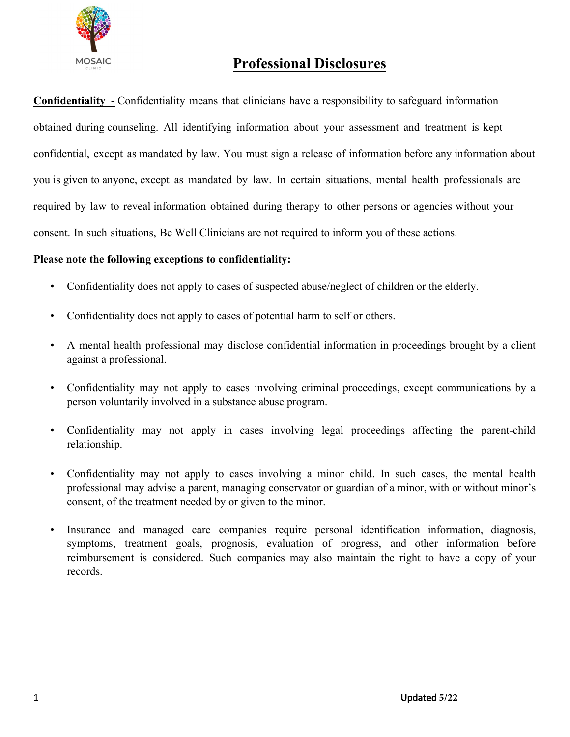MOSAIC CLINIC

# Professional Disclosures

**Confidentiality -** Confidentiality means that clinicians have a responsibility to safeguard information obtained during counseling. All identifying information about your assessment and treatment is kept confidential, except as mandated by law. You must sign a release of information before any information about you is given to anyone, except as mandated by law. In certain situations, mental health professionals are required by law to reveal information obtained during therapy to other persons or agencies without your consent. In such situations, Be Well Clinicians are not required to inform you of these actions.

**Please note the following exceptions to confidentiality:**

- Confidentiality does not apply to cases of suspected abuse/neglect of children or the elderly.
- Confidentiality does not apply to cases of potential harm to self or others.
- A mental health professional may disclose confidential information in proceedings brought by a client against a professional.
- Confidentiality may not apply to cases involving criminal proceedings, except communications by a person voluntarily involved in a substance abuse program.
- Confidentiality may not apply in cases involving legal proceedings affecting the parent-child relationship.
- Confidentiality may not apply to cases involving a minor child. In such cases, the mental health professional may advise a parent, managing conservator or guardian of a minor, with or without minor's consent, of the treatment needed by or given to the minor.
- Insurance and managed care companies require personal identification information, diagnosis, symptoms, treatment goals, prognosis, evaluation of progress, and other information before reimbursement is considered. Such companies may also maintain the right to have a copy of your records.

Updated 5/22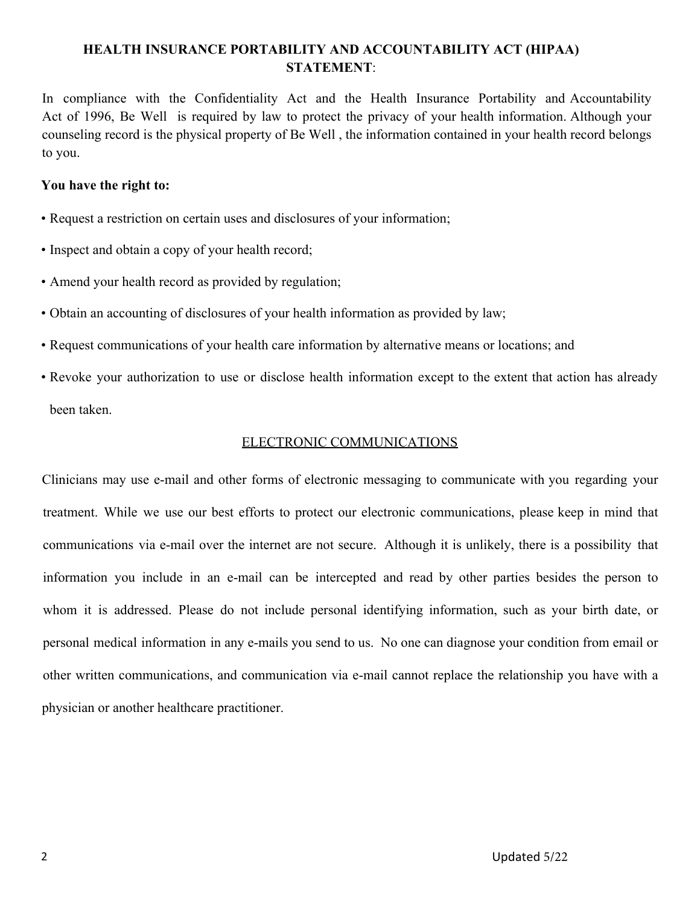## HEALTH INSURANCE PORTABILITY AND ACCOUNTABILITY ACT (HIPAA) STATEMENT:

In compliance with the Confidentiality Act and the Health Insurance Portability and Accountability Act of 1996, Be Well is required by law to protect the privacy of your health information. Although your counseling record is the physical property of Be Well , the information contained in your health record belongs to you.

**You have the right to:**

- Request a restriction on certain uses and disclosures of your information;
- Inspect and obtain a copy of your health record;
- Amend your health record as provided by regulation;
- Obtain an accounting of disclosures of your health information as provided by law;
- Request communications of your health care information by alternative means or locations; and
- Revoke your authorization to use or disclose health information except to the extent that action has already been taken.

### ELECTRONIC COMMUNICATIONS

Clinicians may use e-mail and other forms of electronic messaging to communicate with you regarding your treatment. While we use our best efforts to protect our electronic communications, please keep in mind that communications via e-mail over the internet are not secure. Although it is unlikely, there is a possibility that information you include in an e-mail can be intercepted and read by other parties besides the person to whom it is addressed. Please do not include personal identifying information, such as your birth date, or personal medical information in any e-mails you send to us. No one can diagnose your condition from email or other written communications, and communication via e-mail cannot replace the relationship you have with a physician or another healthcare practitioner.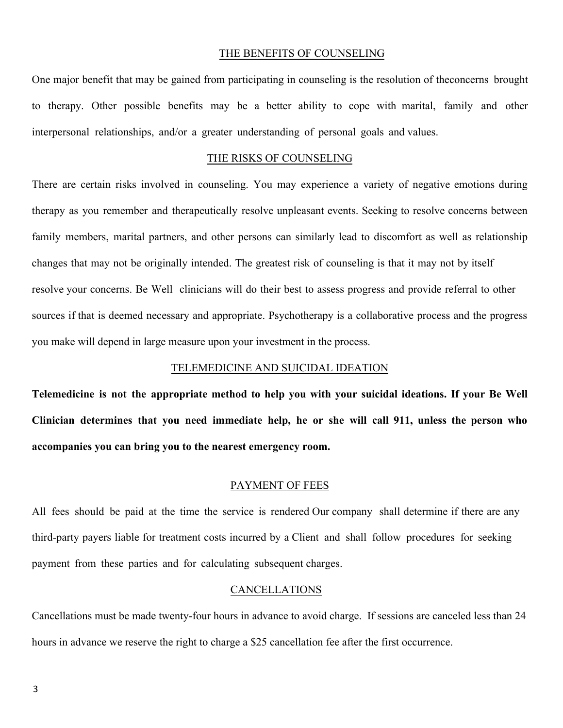## THE BENEFITS OF COUNSELING

One major benefit that may be gained from participating in counseling is the resolution of theconcerns brought to therapy. Other possible benefits may be a better ability to cope with marital, family and other interpersonal relationships, and/or a greater understanding of personal goals and values.

## THE RISKS OF COUNSELING

There are certain risks involved in counseling. You may experience a variety of negative emotions during therapy as you remember and therapeutically resolve unpleasant events. Seeking to resolve concerns between family members, marital partners, and other persons can similarly lead to discomfort as well as relationship changes that may not be originally intended. The greatest risk of counseling is that it may not by itself resolve your concerns. Be Well clinicians will do their best to assess progress and provide referral to other sources if that is deemed necessary and appropriate. Psychotherapy is a collaborative process and the progress you make will depend in large measure upon your investment in the process.

## TELEMEDICINE AND SUICIDAL IDEATION

**Telemedicine is not the appropriate method to help you with your suicidal ideations. If your Be Well Clinician determines that you need immediate help, he or she will call 911, unless the person who accompanies you can bring you to the nearest emergency room.**

## PAYMENT OF FEES

All fees should be paid at the time the service is rendered Our company shall determine if there are any third-party payers liable for treatment costs incurred by a Client and shall follow procedures for seeking payment from these parties and for calculating subsequent charges.

## CANCELLATIONS

Cancellations must be made twenty-four hours in advance to avoid charge. If sessions are canceled less than 24 hours in advance we reserve the right to charge a $25 cancellation fee after the first occurrence.